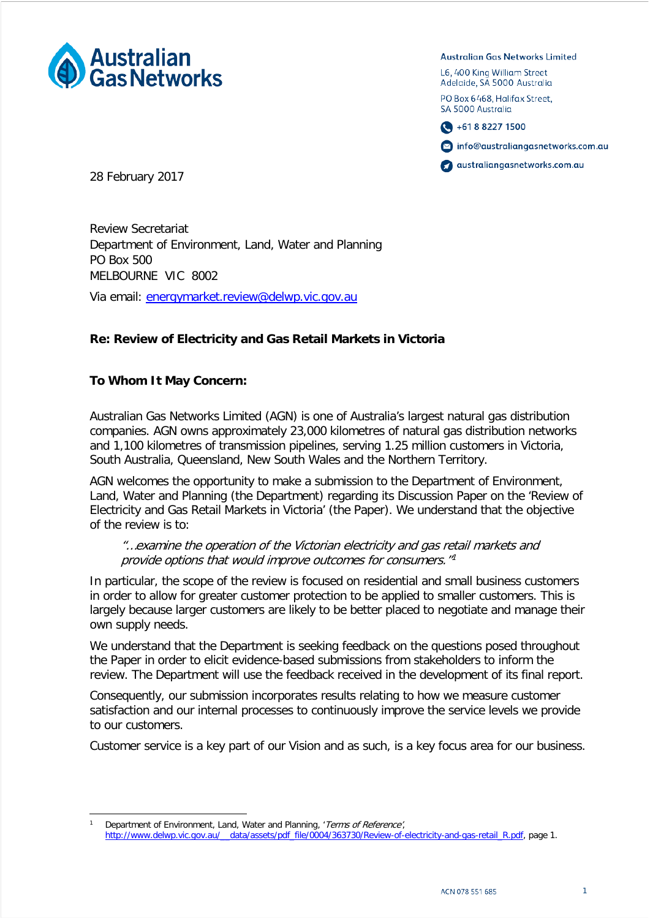Australian Gas Networks

**Australian Gas Networks Limited**
L6, 400 King William Street
Adelaide, SA 5000 Australia

PO Box 6468, Halifax Street,
SA 5000 Australia

+61 8 8227 1500
info@australiangasnetworks.com.au
australiangasnetworks.com.au

28 February 2017

Review Secretariat
Department of Environment, Land, Water and Planning
PO Box 500
MELBOURNE VIC 8002

Via email: energymarket.review@delwp.vic.gov.au

**Re: Review of Electricity and Gas Retail Markets in Victoria**

**To Whom It May Concern:**

Australian Gas Networks Limited (AGN) is one of Australia's largest natural gas distribution companies. AGN owns approximately 23,000 kilometres of natural gas distribution networks and 1,100 kilometres of transmission pipelines, serving 1.25 million customers in Victoria, South Australia, Queensland, New South Wales and the Northern Territory.

AGN welcomes the opportunity to make a submission to the Department of Environment, Land, Water and Planning (the Department) regarding its Discussion Paper on the 'Review of Electricity and Gas Retail Markets in Victoria' (the Paper). We understand that the objective of the review is to:

> *"…examine the operation of the Victorian electricity and gas retail markets and provide options that would improve outcomes for consumers."*[1]

In particular, the scope of the review is focused on residential and small business customers in order to allow for greater customer protection to be applied to smaller customers. This is largely because larger customers are likely to be better placed to negotiate and manage their own supply needs.

We understand that the Department is seeking feedback on the questions posed throughout the Paper in order to elicit evidence-based submissions from stakeholders to inform the review. The Department will use the feedback received in the development of its final report.

Consequently, our submission incorporates results relating to how we measure customer satisfaction and our internal processes to continuously improve the service levels we provide to our customers.

Customer service is a key part of our Vision and as such, is a key focus area for our business.

---

[1] Department of Environment, Land, Water and Planning, '*Terms of Reference*', http://www.delwp.vic.gov.au/__data/assets/pdf_file/0004/363730/Review-of-electricity-and-gas-retail_R.pdf, page 1.

ACN 078 551 685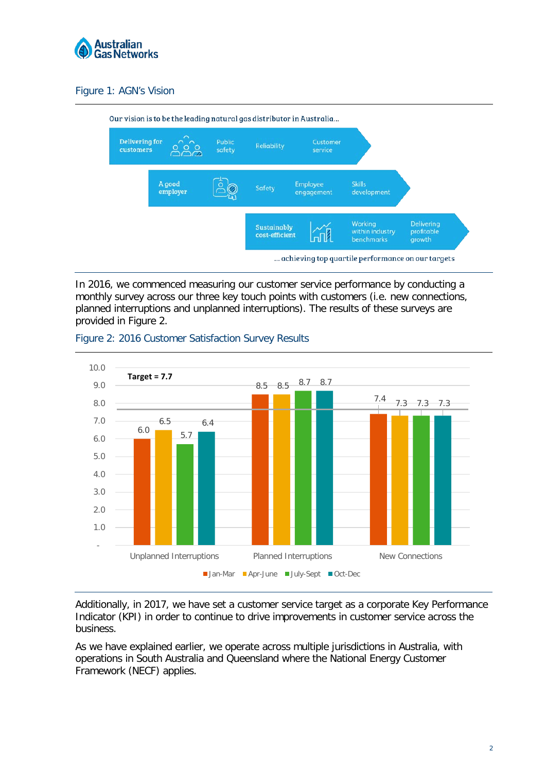Figure 1: AGN's Vision

Our vision is to be the leading natural gas distributor in Australia...

Delivering for customers
Public safety
Reliability
Customer service

A good employer
Safety
Employee engagement
Skills development

Sustainably cost-efficient
Working within industry benchmarks
Delivering profitable growth

... achieving top quartile performance on our targets

In 2016, we commenced measuring our customer service performance by conducting a monthly survey across our three key touch points with customers (i.e. new connections, planned interruptions and unplanned interruptions). The results of these surveys are provided in Figure 2.

Figure 2: 2016 Customer Satisfaction Survey Results

10.0
9.0
8.0
7.0
6.0
5.0
4.0
3.0
2.0
1.0
-

Target = 7.7

Unplanned Interruptions: 6.0, 6.5, 5.7, 6.4
Planned Interruptions: 8.5, 8.5, 8.7, 8.7
New Connections: 7.4, 7.3, 7.3, 7.3

Jan-Mar, Apr-June, July-Sept, Oct-Dec

Additionally, in 2017, we have set a customer service target as a corporate Key Performance Indicator (KPI) in order to continue to drive improvements in customer service across the business.

As we have explained earlier, we operate across multiple jurisdictions in Australia, with operations in South Australia and Queensland where the National Energy Customer Framework (NECF) applies.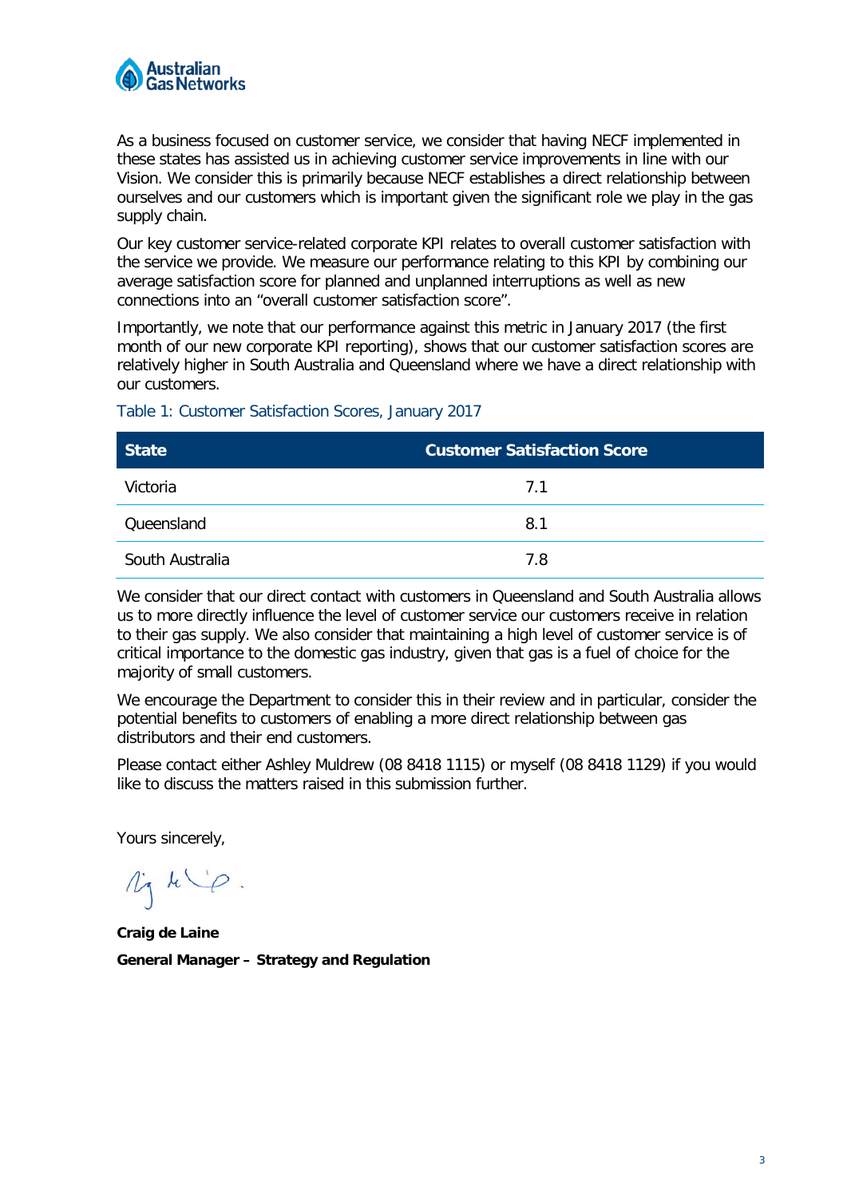As a business focused on customer service, we consider that having NECF implemented in these states has assisted us in achieving customer service improvements in line with our Vision. We consider this is primarily because NECF establishes a direct relationship between ourselves and our customers which is important given the significant role we play in the gas supply chain.

Our key customer service-related corporate KPI relates to overall customer satisfaction with the service we provide. We measure our performance relating to this KPI by combining our average satisfaction score for planned and unplanned interruptions as well as new connections into an "overall customer satisfaction score".

Importantly, we note that our performance against this metric in January 2017 (the first month of our new corporate KPI reporting), shows that our customer satisfaction scores are relatively higher in South Australia and Queensland where we have a direct relationship with our customers.

Table 1: Customer Satisfaction Scores, January 2017

| State | Customer Satisfaction Score |
|---|---|
| Victoria | 7.1 |
| Queensland | 8.1 |
| South Australia | 7.8 |

We consider that our direct contact with customers in Queensland and South Australia allows us to more directly influence the level of customer service our customers receive in relation to their gas supply. We also consider that maintaining a high level of customer service is of critical importance to the domestic gas industry, given that gas is a fuel of choice for the majority of small customers.

We encourage the Department to consider this in their review and in particular, consider the potential benefits to customers of enabling a more direct relationship between gas distributors and their end customers.

Please contact either Ashley Muldrew (08 8418 1115) or myself (08 8418 1129) if you would like to discuss the matters raised in this submission further.

Yours sincerely,

**Craig de Laine**

**General Manager – Strategy and Regulation**